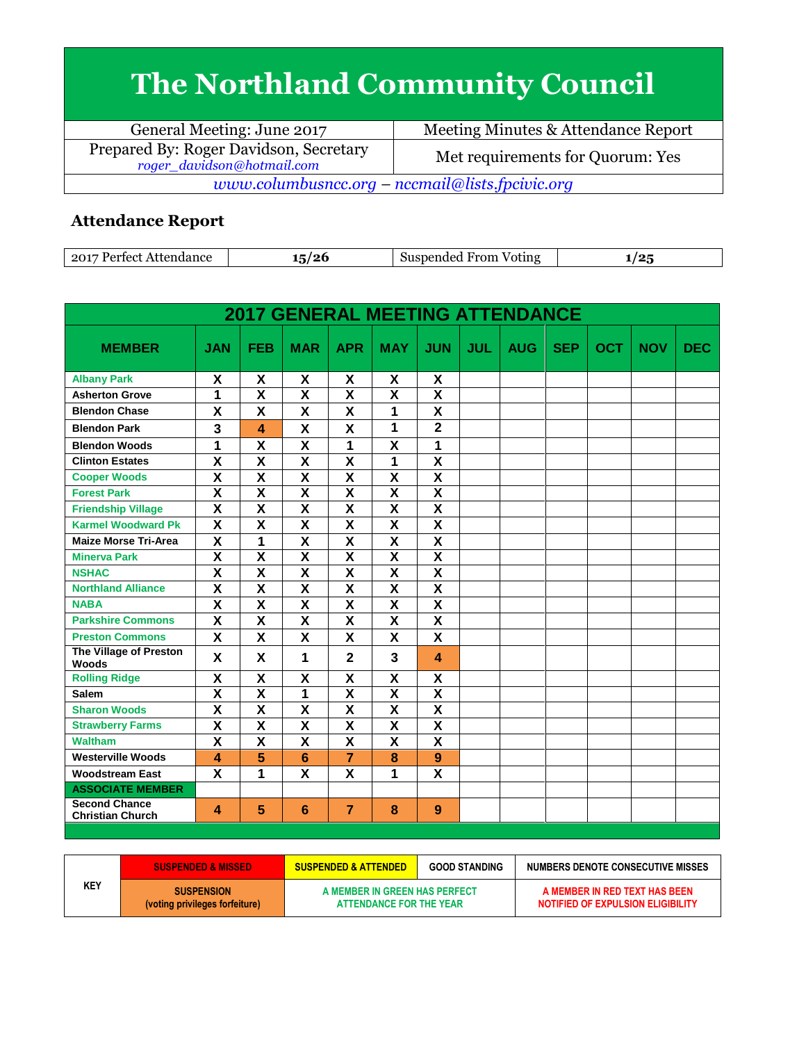# The Northland Community Council

| General Meeting: June 2017 | Meeting Minutes & Attendance Report |
|---|---|
| Prepared By: Roger Davidson, Secretary *roger_davidson@hotmail.com* | Met requirements for Quorum: Yes |

*www.columbusncc.org – nccmail@lists.fpcivic.org*

## Attendance Report

| 2017 Perfect Attendance | 15/26 | Suspended From Voting | 1/25 |
|---|---|---|---|

**2017 GENERAL MEETING ATTENDANCE**

| MEMBER | JAN | FEB | MAR | APR | MAY | JUN | JUL | AUG | SEP | OCT | NOV | DEC |
|---|---|---|---|---|---|---|---|---|---|---|---|---|
| Albany Park | X | X | X | X | X | X | | | | | | |
| Asherton Grove | 1 | X | X | X | X | X | | | | | | |
| Blendon Chase | X | X | X | X | 1 | X | | | | | | |
| Blendon Park | 3 | 4 | X | X | 1 | 2 | | | | | | |
| Blendon Woods | 1 | X | X | 1 | X | 1 | | | | | | |
| Clinton Estates | X | X | X | X | 1 | X | | | | | | |
| Cooper Woods | X | X | X | X | X | X | | | | | | |
| Forest Park | X | X | X | X | X | X | | | | | | |
| Friendship Village | X | X | X | X | X | X | | | | | | |
| Karmel Woodward Pk | X | X | X | X | X | X | | | | | | |
| Maize Morse Tri-Area | X | 1 | X | X | X | X | | | | | | |
| Minerva Park | X | X | X | X | X | X | | | | | | |
| NSHAC | X | X | X | X | X | X | | | | | | |
| Northland Alliance | X | X | X | X | X | X | | | | | | |
| NABA | X | X | X | X | X | X | | | | | | |
| Parkshire Commons | X | X | X | X | X | X | | | | | | |
| Preston Commons | X | X | X | X | X | X | | | | | | |
| The Village of Preston Woods | X | X | 1 | 2 | 3 | 4 | | | | | | |
| Rolling Ridge | X | X | X | X | X | X | | | | | | |
| Salem | X | X | 1 | X | X | X | | | | | | |
| Sharon Woods | X | X | X | X | X | X | | | | | | |
| Strawberry Farms | X | X | X | X | X | X | | | | | | |
| Waltham | X | X | X | X | X | X | | | | | | |
| Westerville Woods | 4 | 5 | 6 | 7 | 8 | 9 | | | | | | |
| Woodstream East | X | 1 | X | X | 1 | X | | | | | | |
| **ASSOCIATE MEMBER** | | | | | | | | | | | | |
| Second Chance Christian Church | 4 | 5 | 6 | 7 | 8 | 9 | | | | | | |

| KEY | SUSPENDED & MISSED | SUSPENDED & ATTENDED | GOOD STANDING | NUMBERS DENOTE CONSECUTIVE MISSES |
|---|---|---|---|---|
| | SUSPENSION (voting privileges forfeiture) | A MEMBER IN GREEN HAS PERFECT ATTENDANCE FOR THE YEAR | | A MEMBER IN RED TEXT HAS BEEN NOTIFIED OF EXPULSION ELIGIBILITY |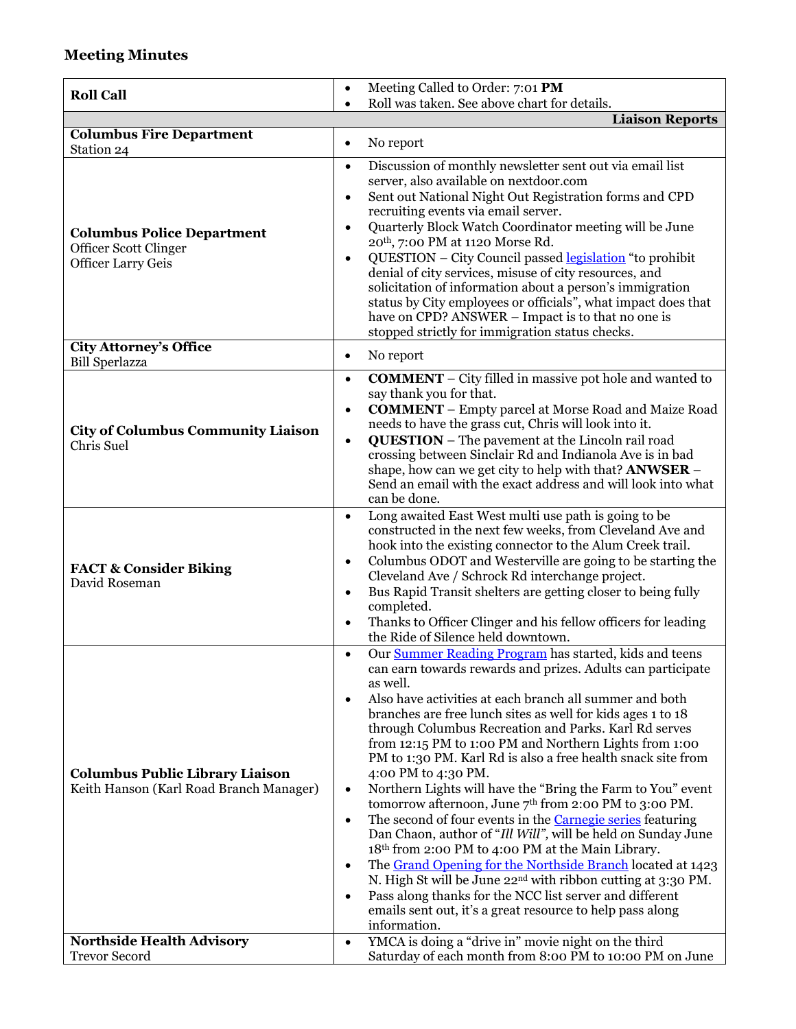## Meeting Minutes

| | |
|---|---|
| **Roll Call** | • Meeting Called to Order: 7:01 **PM**<br>• Roll was taken. See above chart for details. |
| | **Liaison Reports** |
| **Columbus Fire Department**<br>Station 24 | • No report |
| **Columbus Police Department**<br>Officer Scott Clinger<br>Officer Larry Geis | • Discussion of monthly newsletter sent out via email list server, also available on nextdoor.com<br>• Sent out National Night Out Registration forms and CPD recruiting events via email server.<br>• Quarterly Block Watch Coordinator meeting will be June 20th, 7:00 PM at 1120 Morse Rd.<br>• QUESTION – City Council passed legislation "to prohibit denial of city services, misuse of city resources, and solicitation of information about a person's immigration status by City employees or officials", what impact does that have on CPD? ANSWER – Impact is to that no one is stopped strictly for immigration status checks. |
| **City Attorney's Office**<br>Bill Sperlazza | • No report |
| **City of Columbus Community Liaison**<br>Chris Suel | • **COMMENT** – City filled in massive pot hole and wanted to say thank you for that.<br>• **COMMENT** – Empty parcel at Morse Road and Maize Road needs to have the grass cut, Chris will look into it.<br>• **QUESTION** – The pavement at the Lincoln rail road crossing between Sinclair Rd and Indianola Ave is in bad shape, how can we get city to help with that? **ANWSER** – Send an email with the exact address and will look into what can be done. |
| **FACT & Consider Biking**<br>David Roseman | • Long awaited East West multi use path is going to be constructed in the next few weeks, from Cleveland Ave and hook into the existing connector to the Alum Creek trail.<br>• Columbus ODOT and Westerville are going to be starting the Cleveland Ave / Schrock Rd interchange project.<br>• Bus Rapid Transit shelters are getting closer to being fully completed.<br>• Thanks to Officer Clinger and his fellow officers for leading the Ride of Silence held downtown. |
| **Columbus Public Library Liaison**<br>Keith Hanson (Karl Road Branch Manager) | • Our Summer Reading Program has started, kids and teens can earn towards rewards and prizes. Adults can participate as well.<br>• Also have activities at each branch all summer and both branches are free lunch sites as well for kids ages 1 to 18 through Columbus Recreation and Parks. Karl Rd serves from 12:15 PM to 1:00 PM and Northern Lights from 1:00 PM to 1:30 PM. Karl Rd is also a free health snack site from 4:00 PM to 4:30 PM.<br>• Northern Lights will have the "Bring the Farm to You" event tomorrow afternoon, June 7th from 2:00 PM to 3:00 PM.<br>• The second of four events in the Carnegie series featuring Dan Chaon, author of "*Ill Will*", will be held on Sunday June 18th from 2:00 PM to 4:00 PM at the Main Library.<br>• The Grand Opening for the Northside Branch located at 1423 N. High St will be June 22nd with ribbon cutting at 3:30 PM.<br>• Pass along thanks for the NCC list server and different emails sent out, it's a great resource to help pass along information. |
| **Northside Health Advisory**<br>Trevor Secord | • YMCA is doing a "drive in" movie night on the third Saturday of each month from 8:00 PM to 10:00 PM on June |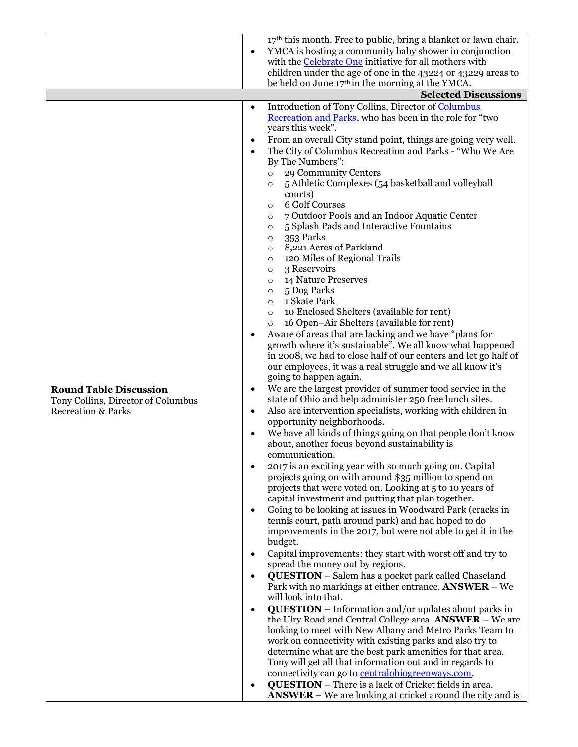| | |
|---|---|
| | 17th this month. Free to public, bring a blanket or lawn chair.<br>• YMCA is hosting a community baby shower in conjunction with the Celebrate One initiative for all mothers with children under the age of one in the 43224 or 43229 areas to be held on June 17th in the morning at the YMCA. |
| | **Selected Discussions** |
| **Round Table Discussion**<br>Tony Collins, Director of Columbus Recreation & Parks | • Introduction of Tony Collins, Director of Columbus Recreation and Parks, who has been in the role for "two years this week".<br>• From an overall City stand point, things are going very well.<br>• The City of Columbus Recreation and Parks - "Who We Are By The Numbers":<br>&nbsp;&nbsp;○ 29 Community Centers<br>&nbsp;&nbsp;○ 5 Athletic Complexes (54 basketball and volleyball courts)<br>&nbsp;&nbsp;○ 6 Golf Courses<br>&nbsp;&nbsp;○ 7 Outdoor Pools and an Indoor Aquatic Center<br>&nbsp;&nbsp;○ 5 Splash Pads and Interactive Fountains<br>&nbsp;&nbsp;○ 353 Parks<br>&nbsp;&nbsp;○ 8,221 Acres of Parkland<br>&nbsp;&nbsp;○ 120 Miles of Regional Trails<br>&nbsp;&nbsp;○ 3 Reservoirs<br>&nbsp;&nbsp;○ 14 Nature Preserves<br>&nbsp;&nbsp;○ 5 Dog Parks<br>&nbsp;&nbsp;○ 1 Skate Park<br>&nbsp;&nbsp;○ 10 Enclosed Shelters (available for rent)<br>&nbsp;&nbsp;○ 16 Open–Air Shelters (available for rent)<br>• Aware of areas that are lacking and we have "plans for growth where it's sustainable". We all know what happened in 2008, we had to close half of our centers and let go half of our employees, it was a real struggle and we all know it's going to happen again.<br>• We are the largest provider of summer food service in the state of Ohio and help administer 250 free lunch sites.<br>• Also are intervention specialists, working with children in opportunity neighborhoods.<br>• We have all kinds of things going on that people don't know about, another focus beyond sustainability is communication.<br>• 2017 is an exciting year with so much going on. Capital projects going on with around $35 million to spend on projects that were voted on. Looking at 5 to 10 years of capital investment and putting that plan together.<br>• Going to be looking at issues in Woodward Park (cracks in tennis court, path around park) and had hoped to do improvements in the 2017, but were not able to get it in the budget.<br>• Capital improvements: they start with worst off and try to spread the money out by regions.<br>• **QUESTION** – Salem has a pocket park called Chaseland Park with no markings at either entrance. **ANSWER** – We will look into that.<br>• **QUESTION** – Information and/or updates about parks in the Ulry Road and Central College area. **ANSWER** – We are looking to meet with New Albany and Metro Parks Team to work on connectivity with existing parks and also try to determine what are the best park amenities for that area. Tony will get all that information out and in regards to connectivity can go to centralohiogreenways.com.<br>• **QUESTION** – There is a lack of Cricket fields in area. **ANSWER** – We are looking at cricket around the city and is |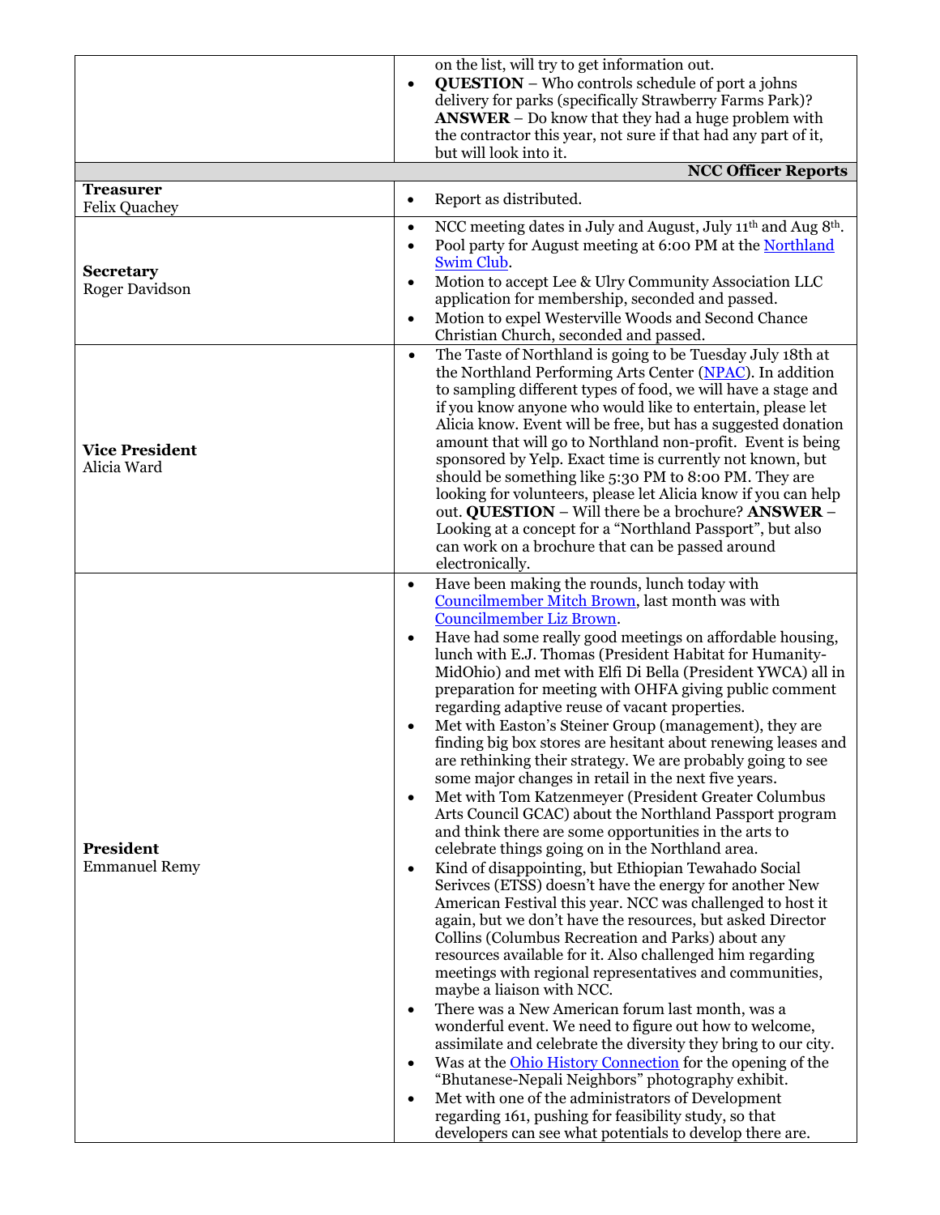| | |
|---|---|
| | on the list, will try to get information out.<br>• **QUESTION** – Who controls schedule of port a johns delivery for parks (specifically Strawberry Farms Park)? **ANSWER** – Do know that they had a huge problem with the contractor this year, not sure if that had any part of it, but will look into it. |
| | **NCC Officer Reports** |
| **Treasurer**<br>Felix Quachey | • Report as distributed. |
| **Secretary**<br>Roger Davidson | • NCC meeting dates in July and August, July 11th and Aug 8th.<br>• Pool party for August meeting at 6:00 PM at the Northland Swim Club.<br>• Motion to accept Lee & Ulry Community Association LLC application for membership, seconded and passed.<br>• Motion to expel Westerville Woods and Second Chance Christian Church, seconded and passed. |
| **Vice President**<br>Alicia Ward | • The Taste of Northland is going to be Tuesday July 18th at the Northland Performing Arts Center (NPAC). In addition to sampling different types of food, we will have a stage and if you know anyone who would like to entertain, please let Alicia know. Event will be free, but has a suggested donation amount that will go to Northland non-profit. Event is being sponsored by Yelp. Exact time is currently not known, but should be something like 5:30 PM to 8:00 PM. They are looking for volunteers, please let Alicia know if you can help out. **QUESTION** – Will there be a brochure? **ANSWER** – Looking at a concept for a "Northland Passport", but also can work on a brochure that can be passed around electronically. |
| **President**<br>Emmanuel Remy | • Have been making the rounds, lunch today with Councilmember Mitch Brown, last month was with Councilmember Liz Brown.<br>• Have had some really good meetings on affordable housing, lunch with E.J. Thomas (President Habitat for Humanity-MidOhio) and met with Elfi Di Bella (President YWCA) all in preparation for meeting with OHFA giving public comment regarding adaptive reuse of vacant properties.<br>• Met with Easton's Steiner Group (management), they are finding big box stores are hesitant about renewing leases and are rethinking their strategy. We are probably going to see some major changes in retail in the next five years.<br>• Met with Tom Katzenmeyer (President Greater Columbus Arts Council GCAC) about the Northland Passport program and think there are some opportunities in the arts to celebrate things going on in the Northland area.<br>• Kind of disappointing, but Ethiopian Tewahado Social Serivces (ETSS) doesn't have the energy for another New American Festival this year. NCC was challenged to host it again, but we don't have the resources, but asked Director Collins (Columbus Recreation and Parks) about any resources available for it. Also challenged him regarding meetings with regional representatives and communities, maybe a liaison with NCC.<br>• There was a New American forum last month, was a wonderful event. We need to figure out how to welcome, assimilate and celebrate the diversity they bring to our city.<br>• Was at the Ohio History Connection for the opening of the "Bhutanese-Nepali Neighbors" photography exhibit.<br>• Met with one of the administrators of Development regarding 161, pushing for feasibility study, so that developers can see what potentials to develop there are. |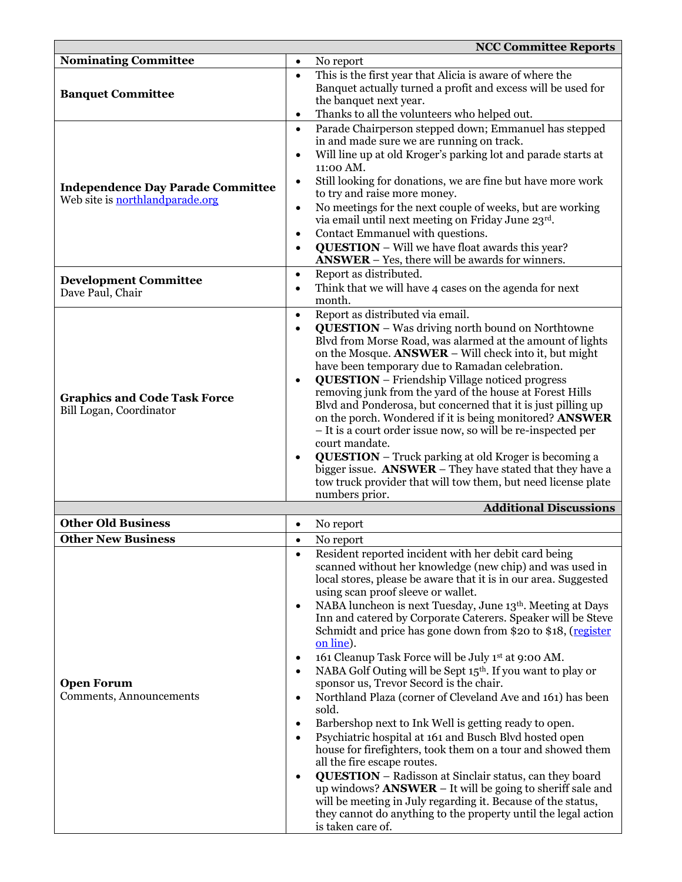| **NCC Committee Reports** | |
|---|---|
| **Nominating Committee** | • No report |
| **Banquet Committee** | • This is the first year that Alicia is aware of where the Banquet actually turned a profit and excess will be used for the banquet next year.<br>• Thanks to all the volunteers who helped out. |
| **Independence Day Parade Committee**<br>Web site is [northlandparade.org](northlandparade.org) | • Parade Chairperson stepped down; Emmanuel has stepped in and made sure we are running on track.<br>• Will line up at old Kroger's parking lot and parade starts at 11:00 AM.<br>• Still looking for donations, we are fine but have more work to try and raise more money.<br>• No meetings for the next couple of weeks, but are working via email until next meeting on Friday June 23rd.<br>• Contact Emmanuel with questions.<br>• **QUESTION** – Will we have float awards this year? **ANSWER** – Yes, there will be awards for winners. |
| **Development Committee**<br>Dave Paul, Chair | • Report as distributed.<br>• Think that we will have 4 cases on the agenda for next month. |
| **Graphics and Code Task Force**<br>Bill Logan, Coordinator | • Report as distributed via email.<br>• **QUESTION** – Was driving north bound on Northtowne Blvd from Morse Road, was alarmed at the amount of lights on the Mosque. **ANSWER** – Will check into it, but might have been temporary due to Ramadan celebration.<br>• **QUESTION** – Friendship Village noticed progress removing junk from the yard of the house at Forest Hills Blvd and Ponderosa, but concerned that it is just pilling up on the porch. Wondered if it is being monitored? **ANSWER** – It is a court order issue now, so will be re-inspected per court mandate.<br>• **QUESTION** – Truck parking at old Kroger is becoming a bigger issue. **ANSWER** – They have stated that they have a tow truck provider that will tow them, but need license plate numbers prior. |
| **Additional Discussions** | |
| **Other Old Business** | • No report |
| **Other New Business** | • No report |
| **Open Forum**<br>Comments, Announcements | • Resident reported incident with her debit card being scanned without her knowledge (new chip) and was used in local stores, please be aware that it is in our area. Suggested using scan proof sleeve or wallet.<br>• NABA luncheon is next Tuesday, June 13th. Meeting at Days Inn and catered by Corporate Caterers. Speaker will be Steve Schmidt and price has gone down from $20 to $18, (register on line).<br>• 161 Cleanup Task Force will be July 1st at 9:00 AM.<br>• NABA Golf Outing will be Sept 15th. If you want to play or sponsor us, Trevor Secord is the chair.<br>• Northland Plaza (corner of Cleveland Ave and 161) has been sold.<br>• Barbershop next to Ink Well is getting ready to open.<br>• Psychiatric hospital at 161 and Busch Blvd hosted open house for firefighters, took them on a tour and showed them all the fire escape routes.<br>• **QUESTION** – Radisson at Sinclair status, can they board up windows? **ANSWER** – It will be going to sheriff sale and will be meeting in July regarding it. Because of the status, they cannot do anything to the property until the legal action is taken care of. |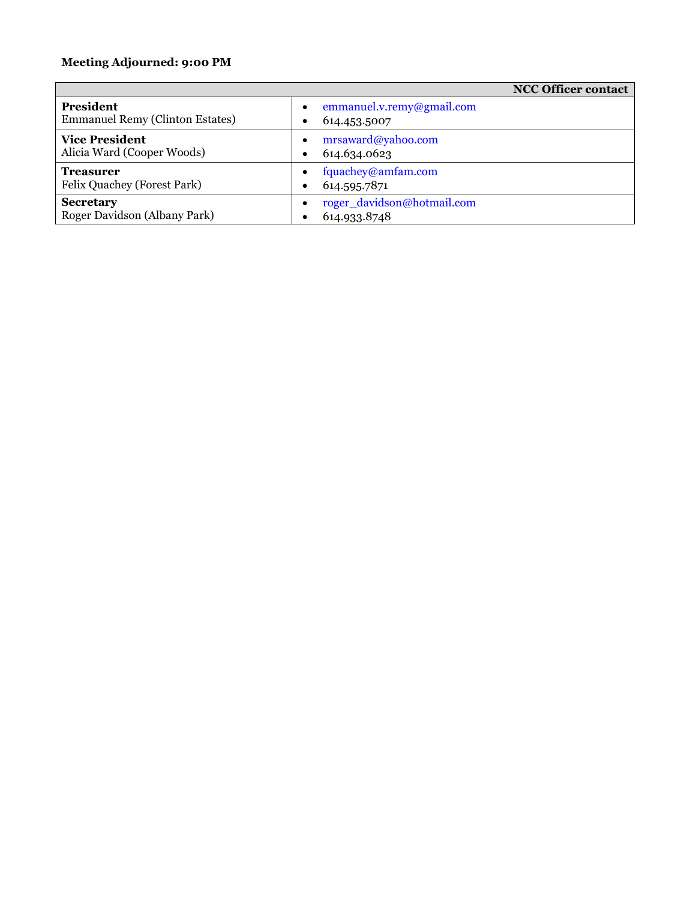**Meeting Adjourned: 9:00 PM**

| | NCC Officer contact |
|---|---|
| **President**<br>Emmanuel Remy (Clinton Estates) | • emmanuel.v.remy@gmail.com<br>• 614.453.5007 |
| **Vice President**<br>Alicia Ward (Cooper Woods) | • mrsaward@yahoo.com<br>• 614.634.0623 |
| **Treasurer**<br>Felix Quachey (Forest Park) | • fquachey@amfam.com<br>• 614.595.7871 |
| **Secretary**<br>Roger Davidson (Albany Park) | • roger_davidson@hotmail.com<br>• 614.933.8748 |